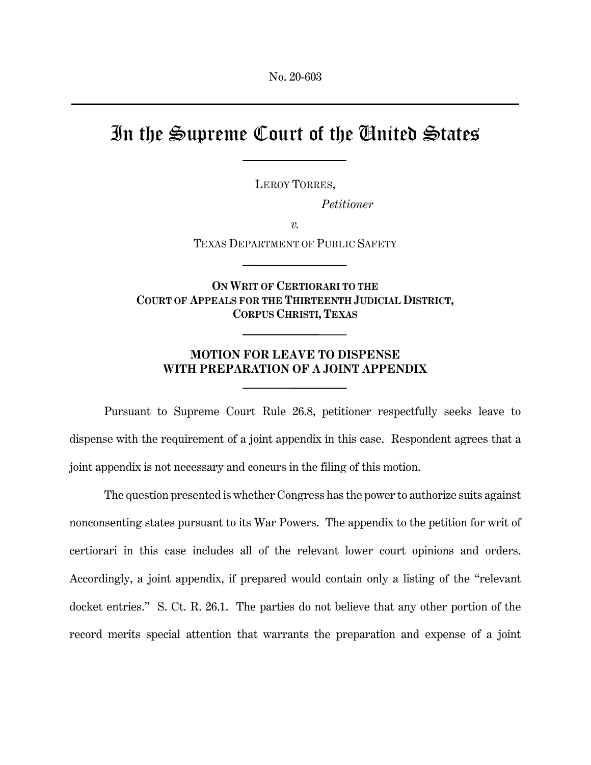No. 20-603

# In the Supreme Court of the United States

LEROY TORRES,

*Petitioner*

*v.*

TEXAS DEPARTMENT OF PUBLIC SAFETY

**ON WRIT OF CERTIORARI TO THE COURT OF APPEALS FOR THE THIRTEENTH JUDICIAL DISTRICT, CORPUS CHRISTI, TEXAS**

## MOTION FOR LEAVE TO DISPENSE WITH PREPARATION OF A JOINT APPENDIX

Pursuant to Supreme Court Rule 26.8, petitioner respectfully seeks leave to dispense with the requirement of a joint appendix in this case. Respondent agrees that a joint appendix is not necessary and concurs in the filing of this motion.

The question presented is whether Congress has the power to authorize suits against nonconsenting states pursuant to its War Powers. The appendix to the petition for writ of certiorari in this case includes all of the relevant lower court opinions and orders. Accordingly, a joint appendix, if prepared would contain only a listing of the "relevant docket entries." S. Ct. R. 26.1. The parties do not believe that any other portion of the record merits special attention that warrants the preparation and expense of a joint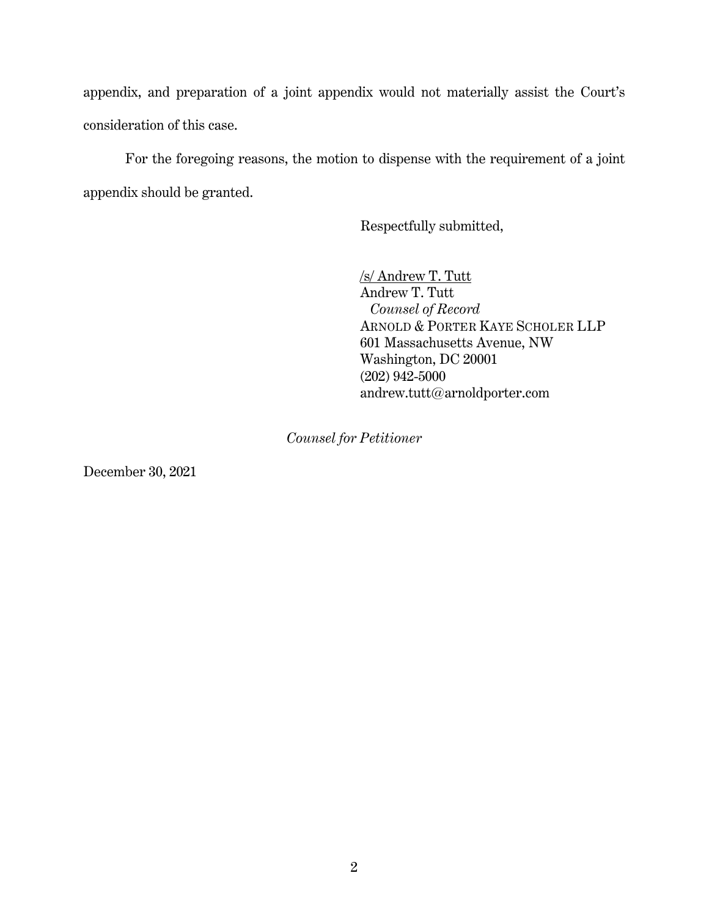appendix, and preparation of a joint appendix would not materially assist the Court's consideration of this case.

For the foregoing reasons, the motion to dispense with the requirement of a joint appendix should be granted.

Respectfully submitted,

/s/ Andrew T. Tutt
Andrew T. Tutt
*Counsel of Record*
ARNOLD & PORTER KAYE SCHOLER LLP
601 Massachusetts Avenue, NW
Washington, DC 20001
(202) 942-5000
andrew.tutt@arnoldporter.com

*Counsel for Petitioner*

December 30, 2021